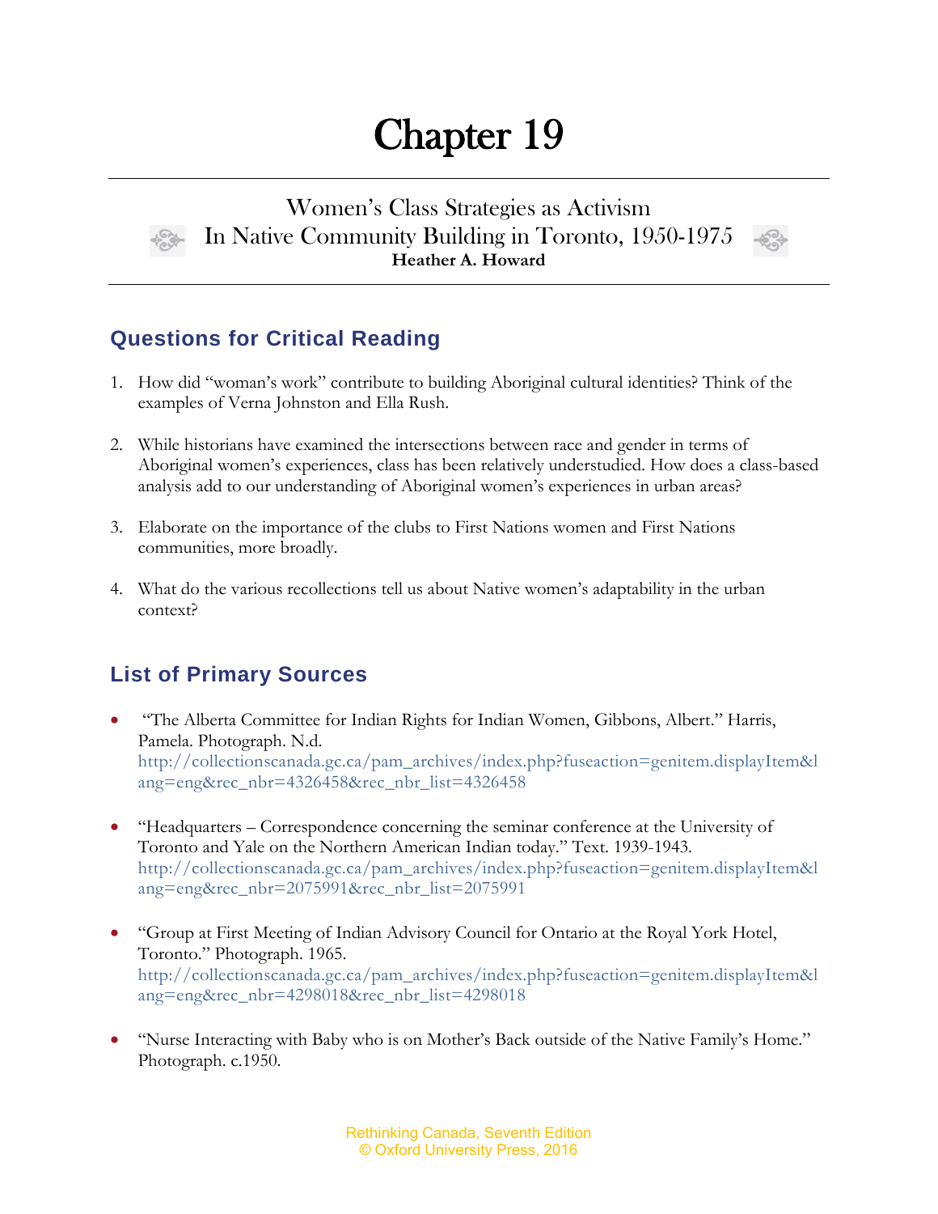# Chapter 19

## Women's Class Strategies as Activism In Native Community Building in Toronto, 1950-1975

**Heather A. Howard**

## Questions for Critical Reading

1. How did "woman's work" contribute to building Aboriginal cultural identities? Think of the examples of Verna Johnston and Ella Rush.

2. While historians have examined the intersections between race and gender in terms of Aboriginal women's experiences, class has been relatively understudied. How does a class-based analysis add to our understanding of Aboriginal women's experiences in urban areas?

3. Elaborate on the importance of the clubs to First Nations women and First Nations communities, more broadly.

4. What do the various recollections tell us about Native women's adaptability in the urban context?

## List of Primary Sources

- "The Alberta Committee for Indian Rights for Indian Women, Gibbons, Albert." Harris, Pamela. Photograph. N.d. http://collectionscanada.gc.ca/pam_archives/index.php?fuseaction=genitem.displayItem&lang=eng&rec_nbr=4326458&rec_nbr_list=4326458

- "Headquarters – Correspondence concerning the seminar conference at the University of Toronto and Yale on the Northern American Indian today." Text. 1939-1943. http://collectionscanada.gc.ca/pam_archives/index.php?fuseaction=genitem.displayItem&lang=eng&rec_nbr=2075991&rec_nbr_list=2075991

- "Group at First Meeting of Indian Advisory Council for Ontario at the Royal York Hotel, Toronto." Photograph. 1965. http://collectionscanada.gc.ca/pam_archives/index.php?fuseaction=genitem.displayItem&lang=eng&rec_nbr=4298018&rec_nbr_list=4298018

- "Nurse Interacting with Baby who is on Mother's Back outside of the Native Family's Home." Photograph. c.1950.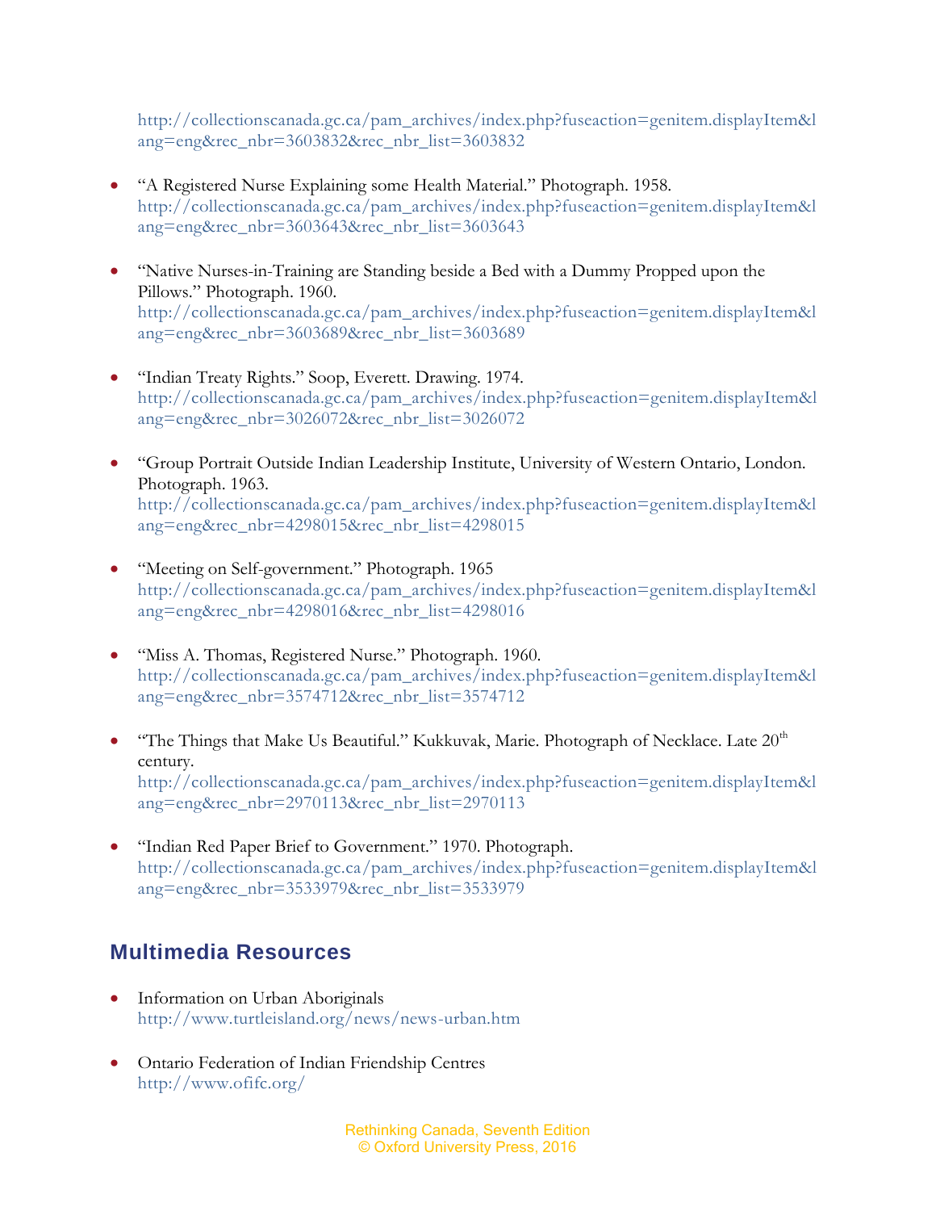http://collectionscanada.gc.ca/pam_archives/index.php?fuseaction=genitem.displayItem&lang=eng&rec_nbr=3603832&rec_nbr_list=3603832

- "A Registered Nurse Explaining some Health Material." Photograph. 1958. http://collectionscanada.gc.ca/pam_archives/index.php?fuseaction=genitem.displayItem&lang=eng&rec_nbr=3603643&rec_nbr_list=3603643

- "Native Nurses-in-Training are Standing beside a Bed with a Dummy Propped upon the Pillows." Photograph. 1960. http://collectionscanada.gc.ca/pam_archives/index.php?fuseaction=genitem.displayItem&lang=eng&rec_nbr=3603689&rec_nbr_list=3603689

- "Indian Treaty Rights." Soop, Everett. Drawing. 1974. http://collectionscanada.gc.ca/pam_archives/index.php?fuseaction=genitem.displayItem&lang=eng&rec_nbr=3026072&rec_nbr_list=3026072

- "Group Portrait Outside Indian Leadership Institute, University of Western Ontario, London. Photograph. 1963. http://collectionscanada.gc.ca/pam_archives/index.php?fuseaction=genitem.displayItem&lang=eng&rec_nbr=4298015&rec_nbr_list=4298015

- "Meeting on Self-government." Photograph. 1965 http://collectionscanada.gc.ca/pam_archives/index.php?fuseaction=genitem.displayItem&lang=eng&rec_nbr=4298016&rec_nbr_list=4298016

- "Miss A. Thomas, Registered Nurse." Photograph. 1960. http://collectionscanada.gc.ca/pam_archives/index.php?fuseaction=genitem.displayItem&lang=eng&rec_nbr=3574712&rec_nbr_list=3574712

- "The Things that Make Us Beautiful." Kukkuvak, Marie. Photograph of Necklace. Late 20th century. http://collectionscanada.gc.ca/pam_archives/index.php?fuseaction=genitem.displayItem&lang=eng&rec_nbr=2970113&rec_nbr_list=2970113

- "Indian Red Paper Brief to Government." 1970. Photograph. http://collectionscanada.gc.ca/pam_archives/index.php?fuseaction=genitem.displayItem&lang=eng&rec_nbr=3533979&rec_nbr_list=3533979

## Multimedia Resources

- Information on Urban Aboriginals http://www.turtleisland.org/news/news-urban.htm

- Ontario Federation of Indian Friendship Centres http://www.ofifc.org/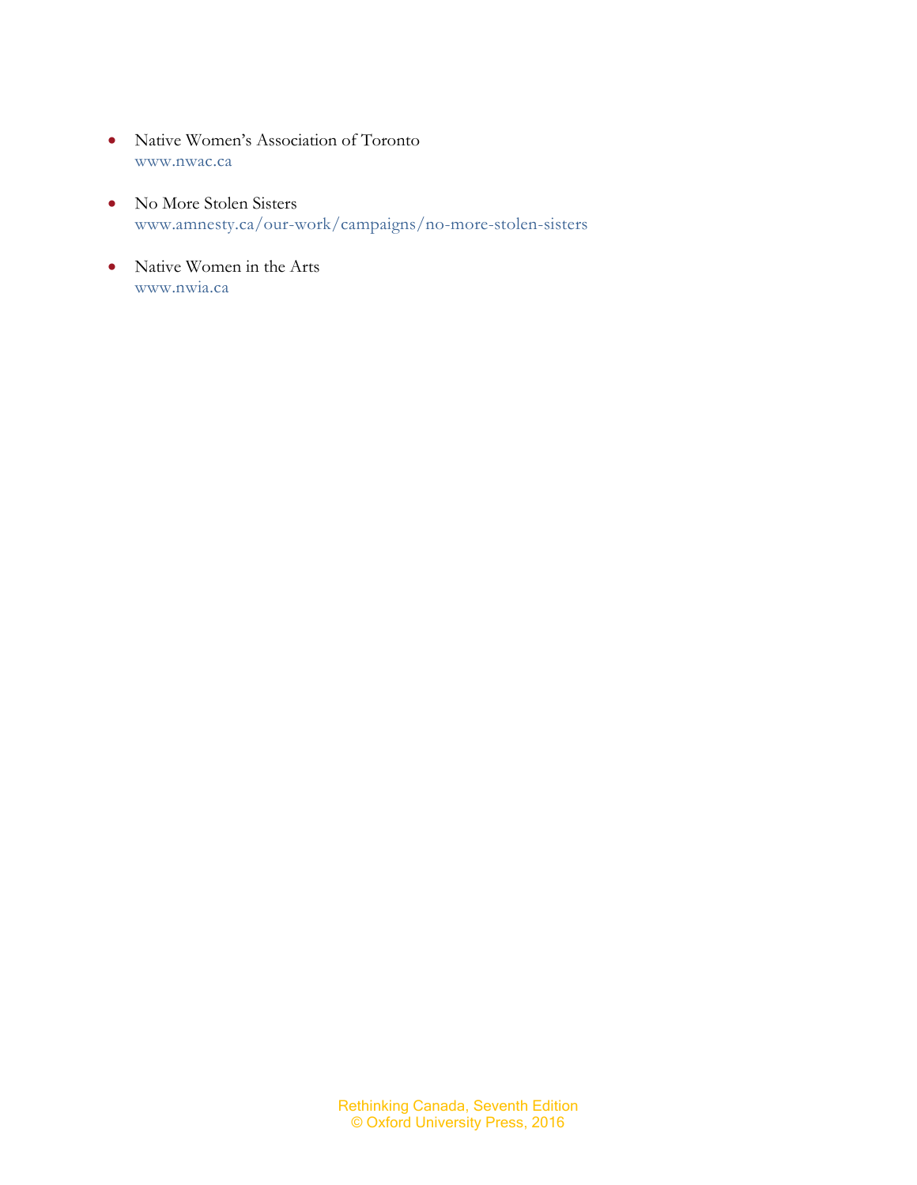- Native Women's Association of Toronto
  www.nwac.ca

- No More Stolen Sisters
  www.amnesty.ca/our-work/campaigns/no-more-stolen-sisters

- Native Women in the Arts
  www.nwia.ca